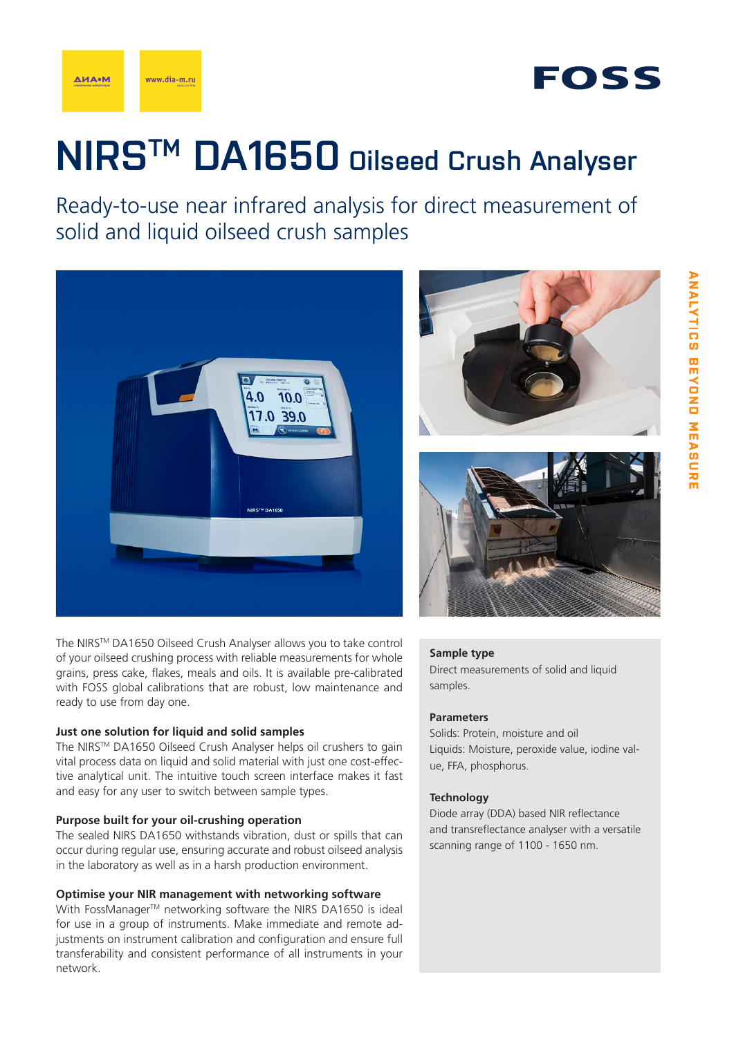# NIRS™ DA1650 Oilseed Crush Analyser

Ready-to-use near infrared analysis for direct measurement of solid and liquid oilseed crush samples

The NIRS™ DA1650 Oilseed Crush Analyser allows you to take control of your oilseed crushing process with reliable measurements for whole grains, press cake, flakes, meals and oils. It is available pre-calibrated with FOSS global calibrations that are robust, low maintenance and ready to use from day one.

### Just one solution for liquid and solid samples

The NIRS™ DA1650 Oilseed Crush Analyser helps oil crushers to gain vital process data on liquid and solid material with just one cost-effective analytical unit. The intuitive touch screen interface makes it fast and easy for any user to switch between sample types.

### Purpose built for your oil-crushing operation

The sealed NIRS DA1650 withstands vibration, dust or spills that can occur during regular use, ensuring accurate and robust oilseed analysis in the laboratory as well as in a harsh production environment.

### Optimise your NIR management with networking software

With FossManager™ networking software the NIRS DA1650 is ideal for use in a group of instruments. Make immediate and remote adjustments on instrument calibration and configuration and ensure full transferability and consistent performance of all instruments in your network.

**Sample type**

Direct measurements of solid and liquid samples.

**Parameters**

Solids: Protein, moisture and oil

Liquids: Moisture, peroxide value, iodine value, FFA, phosphorus.

**Technology**

Diode array (DDA) based NIR reflectance and transreflectance analyser with a versatile scanning range of 1100 - 1650 nm.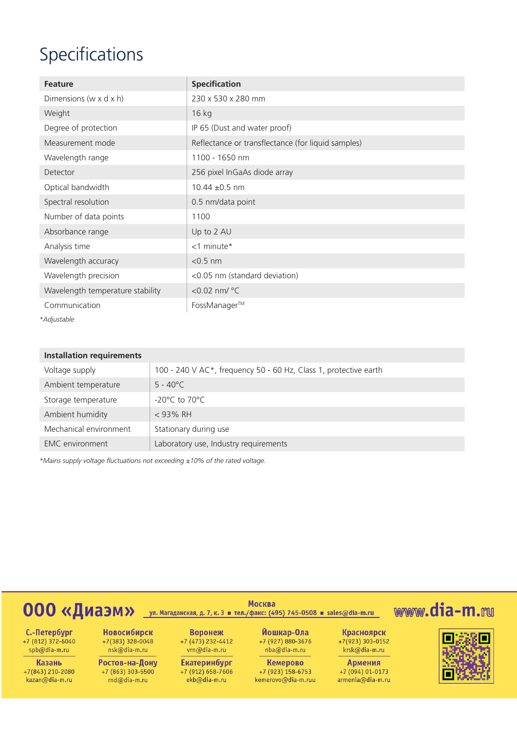# Specifications

| Feature | Specification |
|---|---|
| Dimensions (w x d x h) | 230 x 530 x 280 mm |
| Weight | 16 kg |
| Degree of protection | IP 65 (Dust and water proof) |
| Measurement mode | Reflectance or transflectance (for liquid samples) |
| Wavelength range | 1100 - 1650 nm |
| Detector | 256 pixel InGaAs diode array |
| Optical bandwidth | 10.44 ±0.5 nm |
| Spectral resolution | 0.5 nm/data point |
| Number of data points | 1100 |
| Absorbance range | Up to 2 AU |
| Analysis time | <1 minute* |
| Wavelength accuracy | <0.5 nm |
| Wavelength precision | <0.05 nm (standard deviation) |
| Wavelength temperature stability | <0.02 nm/ °C |
| Communication | FossManager™ |

*Adjustable*

| Installation requirements | |
|---|---|
| Voltage supply | 100 - 240 V AC*, frequency 50 - 60 Hz, Class 1, protective earth |
| Ambient temperature | 5 - 40°C |
| Storage temperature | -20°C to 70°C |
| Ambient humidity | < 93% RH |
| Mechanical environment | Stationary during use |
| EMC environment | Laboratory use, Industry requirements |

*Mains supply voltage fluctuations not exceeding ±10% of the rated voltage.*

**ООО «Диаэм»**

**Москва**
ул. Магаданская, д. 7, к. 3 ■ тел./факс: (495) 745-0508 ■ sales@dia-m.ru

**www.dia-m.ru**

**С.-Петербург**
+7 (812) 372-6040
spb@dia-m.ru

**Новосибирск**
+7(383) 328-0048
nsk@dia-m.ru

**Воронеж**
+7 (473) 232-4412
vrn@dia-m.ru

**Йошкар-Ола**
+7 (927) 880-3676
nba@dia-m.ru

**Красноярск**
+7(923) 303-0152
krsk@dia-m.ru

**Казань**
+7(843) 210-2080
kazan@dia-m.ru

**Ростов-на-Дону**
+7 (863) 303-5500
rnd@dia-m.ru

**Екатеринбург**
+7 (912) 658-7606
ekb@dia-m.ru

**Кемерово**
+7 (923) 158-6753
kemerovo@dia-m.ruu

**Армения**
+7 (094) 01-0173
armenia@dia-m.ru